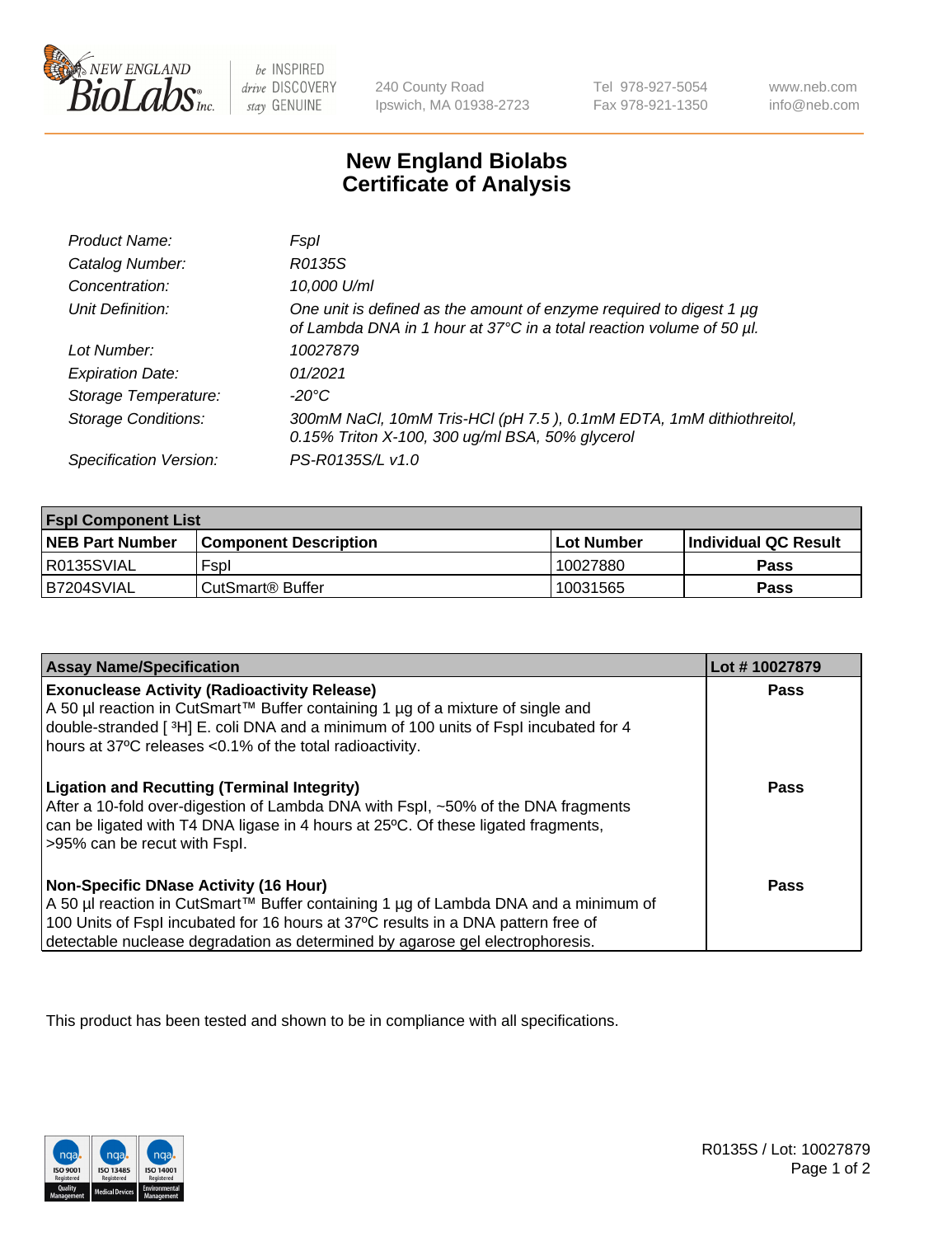New England BioLabs Inc. — be INSPIRED drive DISCOVERY stay GENUINE

240 County Road
Ipswich, MA 01938-2723

Tel 978-927-5054
Fax 978-921-1350

www.neb.com
info@neb.com

# New England Biolabs
# Certificate of Analysis

| | |
|---|---|
| *Product Name:* | *FspI* |
| *Catalog Number:* | *R0135S* |
| *Concentration:* | *10,000 U/ml* |
| *Unit Definition:* | *One unit is defined as the amount of enzyme required to digest 1 µg of Lambda DNA in 1 hour at 37°C in a total reaction volume of 50 µl.* |
| *Lot Number:* | *10027879* |
| *Expiration Date:* | *01/2021* |
| *Storage Temperature:* | *-20°C* |
| *Storage Conditions:* | *300mM NaCl, 10mM Tris-HCl (pH 7.5 ), 0.1mM EDTA, 1mM dithiothreitol, 0.15% Triton X-100, 300 ug/ml BSA, 50% glycerol* |
| *Specification Version:* | *PS-R0135S/L v1.0* |

| **FspI Component List** | | | |
|---|---|---|---|
| **NEB Part Number** | **Component Description** | **Lot Number** | **Individual QC Result** |
| R0135SVIAL | FspI | 10027880 | **Pass** |
| B7204SVIAL | CutSmart® Buffer | 10031565 | **Pass** |

| **Assay Name/Specification** | **Lot # 10027879** |
|---|---|
| **Exonuclease Activity (Radioactivity Release)** A 50 µl reaction in CutSmart™ Buffer containing 1 µg of a mixture of single and double-stranded [ $^3$H] E. coli DNA and a minimum of 100 units of FspI incubated for 4 hours at 37ºC releases <0.1% of the total radioactivity. | **Pass** |
| **Ligation and Recutting (Terminal Integrity)** After a 10-fold over-digestion of Lambda DNA with FspI, ~50% of the DNA fragments can be ligated with T4 DNA ligase in 4 hours at 25ºC. Of these ligated fragments, >95% can be recut with FspI. | **Pass** |
| **Non-Specific DNase Activity (16 Hour)** A 50 µl reaction in CutSmart™ Buffer containing 1 µg of Lambda DNA and a minimum of 100 Units of FspI incubated for 16 hours at 37ºC results in a DNA pattern free of detectable nuclease degradation as determined by agarose gel electrophoresis. | **Pass** |

This product has been tested and shown to be in compliance with all specifications.

R0135S / Lot: 10027879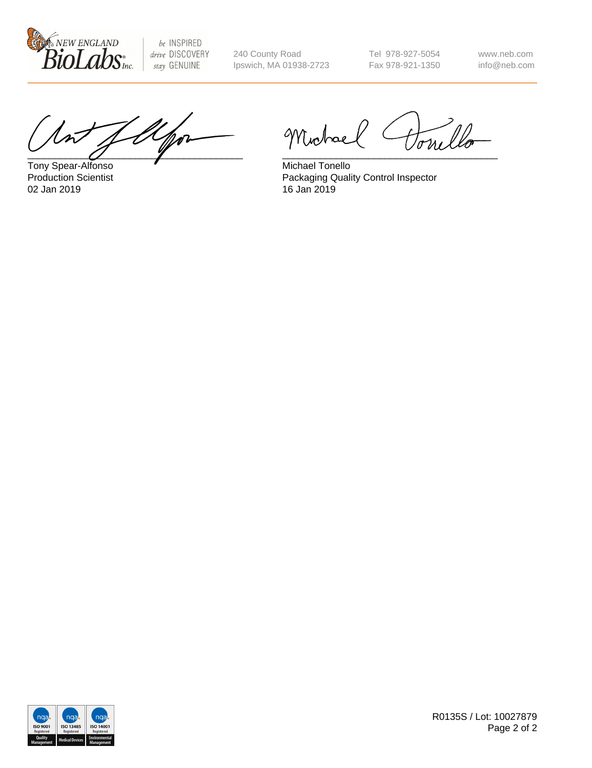Tony Spear-Alfonso
Production Scientist
02 Jan 2019

Michael Tonello
Packaging Quality Control Inspector
16 Jan 2019

R0135S / Lot: 10027879